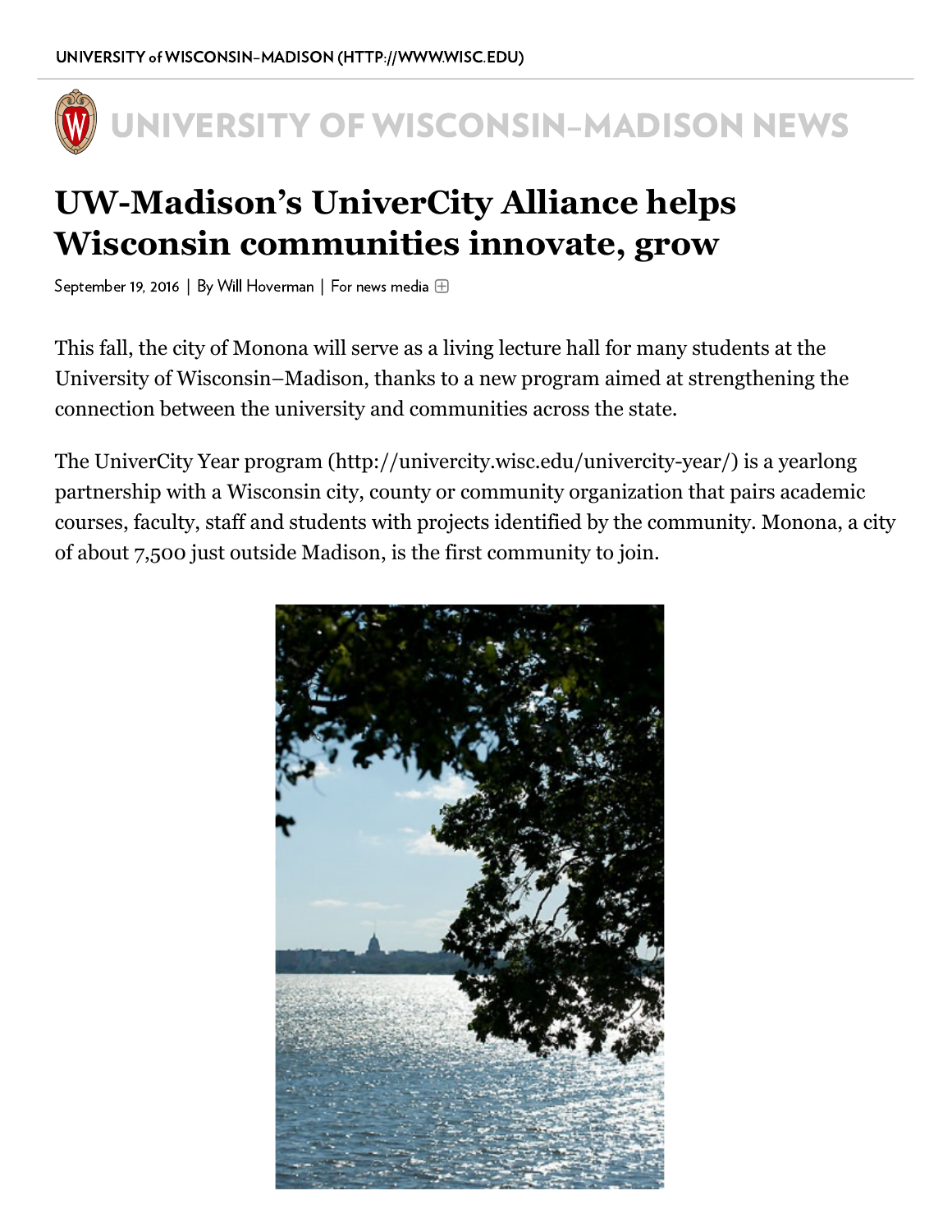UNIVERSITY of WISCONSIN–MADISON (HTTP://WWW.WISC.EDU)

# UNIVERSITY OF WISCONSIN–MADISON NEWS

## UW-Madison's UniverCity Alliance helps Wisconsin communities innovate, grow

September 19, 2016 | By Will Hoverman | For news media

This fall, the city of Monona will serve as a living lecture hall for many students at the University of Wisconsin–Madison, thanks to a new program aimed at strengthening the connection between the university and communities across the state.

The UniverCity Year program (http://univercity.wisc.edu/univercity-year/) is a yearlong partnership with a Wisconsin city, county or community organization that pairs academic courses, faculty, staff and students with projects identified by the community. Monona, a city of about 7,500 just outside Madison, is the first community to join.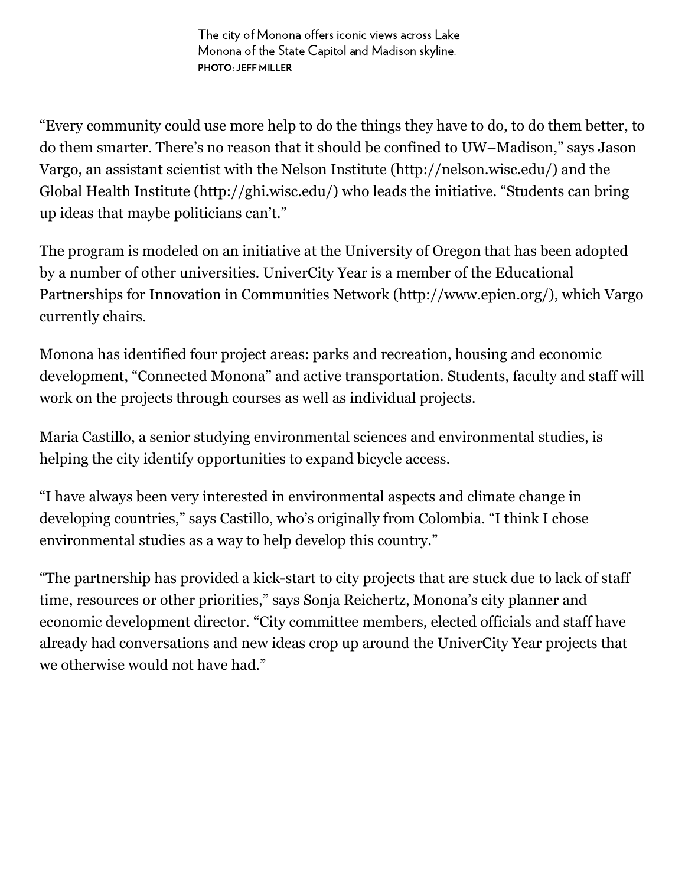The city of Monona offers iconic views across Lake Monona of the State Capitol and Madison skyline.
**PHOTO: JEFF MILLER**

"Every community could use more help to do the things they have to do, to do them better, to do them smarter. There's no reason that it should be confined to UW–Madison," says Jason Vargo, an assistant scientist with the Nelson Institute (http://nelson.wisc.edu/) and the Global Health Institute (http://ghi.wisc.edu/) who leads the initiative. "Students can bring up ideas that maybe politicians can't."

The program is modeled on an initiative at the University of Oregon that has been adopted by a number of other universities. UniverCity Year is a member of the Educational Partnerships for Innovation in Communities Network (http://www.epicn.org/), which Vargo currently chairs.

Monona has identified four project areas: parks and recreation, housing and economic development, "Connected Monona" and active transportation. Students, faculty and staff will work on the projects through courses as well as individual projects.

Maria Castillo, a senior studying environmental sciences and environmental studies, is helping the city identify opportunities to expand bicycle access.

"I have always been very interested in environmental aspects and climate change in developing countries," says Castillo, who's originally from Colombia. "I think I chose environmental studies as a way to help develop this country."

"The partnership has provided a kick-start to city projects that are stuck due to lack of staff time, resources or other priorities," says Sonja Reichertz, Monona's city planner and economic development director. "City committee members, elected officials and staff have already had conversations and new ideas crop up around the UniverCity Year projects that we otherwise would not have had."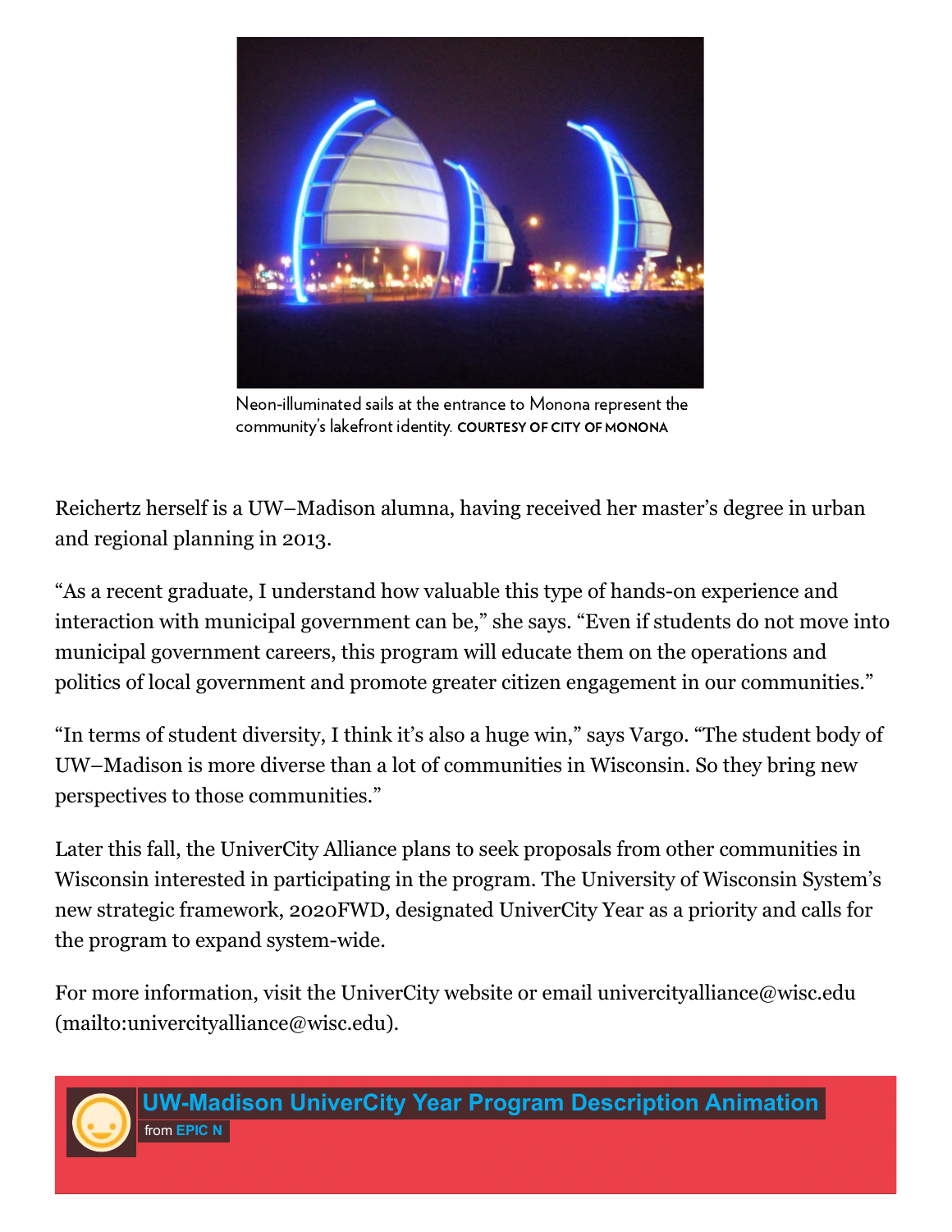Neon-illuminated sails at the entrance to Monona represent the community's lakefront identity. COURTESY OF CITY OF MONONA

Reichertz herself is a UW–Madison alumna, having received her master's degree in urban and regional planning in 2013.

"As a recent graduate, I understand how valuable this type of hands-on experience and interaction with municipal government can be," she says. "Even if students do not move into municipal government careers, this program will educate them on the operations and politics of local government and promote greater citizen engagement in our communities."

"In terms of student diversity, I think it's also a huge win," says Vargo. "The student body of UW–Madison is more diverse than a lot of communities in Wisconsin. So they bring new perspectives to those communities."

Later this fall, the UniverCity Alliance plans to seek proposals from other communities in Wisconsin interested in participating in the program. The University of Wisconsin System's new strategic framework, 2020FWD, designated UniverCity Year as a priority and calls for the program to expand system-wide.

For more information, visit the UniverCity website or email univercityalliance@wisc.edu (mailto:univercityalliance@wisc.edu).

**UW-Madison UniverCity Year Program Description Animation**
from **EPIC N**